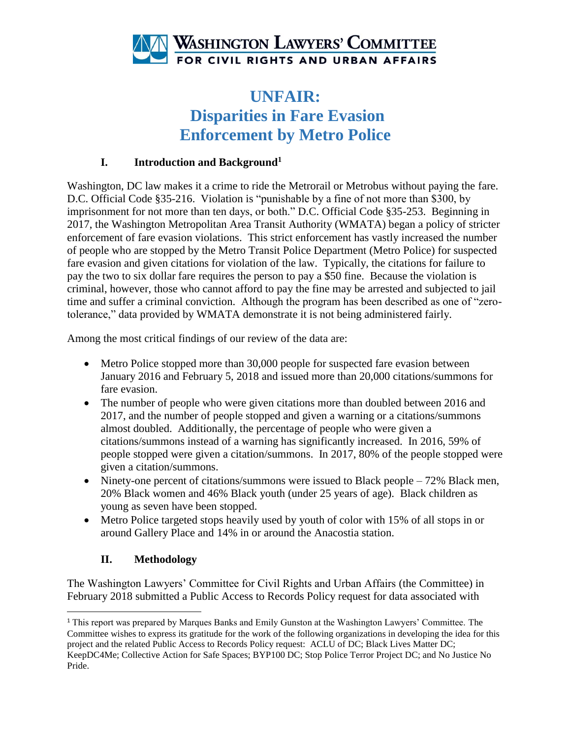**Washington Lawyers' Committee**
**FOR CIVIL RIGHTS AND URBAN AFFAIRS**

# UNFAIR: Disparities in Fare Evasion Enforcement by Metro Police

## I. Introduction and Background[1]

Washington, DC law makes it a crime to ride the Metrorail or Metrobus without paying the fare. D.C. Official Code §35-216. Violation is "punishable by a fine of not more than $300, by imprisonment for not more than ten days, or both." D.C. Official Code §35-253. Beginning in 2017, the Washington Metropolitan Area Transit Authority (WMATA) began a policy of stricter enforcement of fare evasion violations. This strict enforcement has vastly increased the number of people who are stopped by the Metro Transit Police Department (Metro Police) for suspected fare evasion and given citations for violation of the law. Typically, the citations for failure to pay the two to six dollar fare requires the person to pay a $50 fine. Because the violation is criminal, however, those who cannot afford to pay the fine may be arrested and subjected to jail time and suffer a criminal conviction. Although the program has been described as one of "zero-tolerance," data provided by WMATA demonstrate it is not being administered fairly.

Among the most critical findings of our review of the data are:

- Metro Police stopped more than 30,000 people for suspected fare evasion between January 2016 and February 5, 2018 and issued more than 20,000 citations/summons for fare evasion.
- The number of people who were given citations more than doubled between 2016 and 2017, and the number of people stopped and given a warning or a citations/summons almost doubled. Additionally, the percentage of people who were given a citations/summons instead of a warning has significantly increased. In 2016, 59% of people stopped were given a citation/summons. In 2017, 80% of the people stopped were given a citation/summons.
- Ninety-one percent of citations/summons were issued to Black people – 72% Black men, 20% Black women and 46% Black youth (under 25 years of age). Black children as young as seven have been stopped.
- Metro Police targeted stops heavily used by youth of color with 15% of all stops in or around Gallery Place and 14% in or around the Anacostia station.

## II. Methodology

The Washington Lawyers' Committee for Civil Rights and Urban Affairs (the Committee) in February 2018 submitted a Public Access to Records Policy request for data associated with

[1] This report was prepared by Marques Banks and Emily Gunston at the Washington Lawyers' Committee. The Committee wishes to express its gratitude for the work of the following organizations in developing the idea for this project and the related Public Access to Records Policy request: ACLU of DC; Black Lives Matter DC; KeepDC4Me; Collective Action for Safe Spaces; BYP100 DC; Stop Police Terror Project DC; and No Justice No Pride.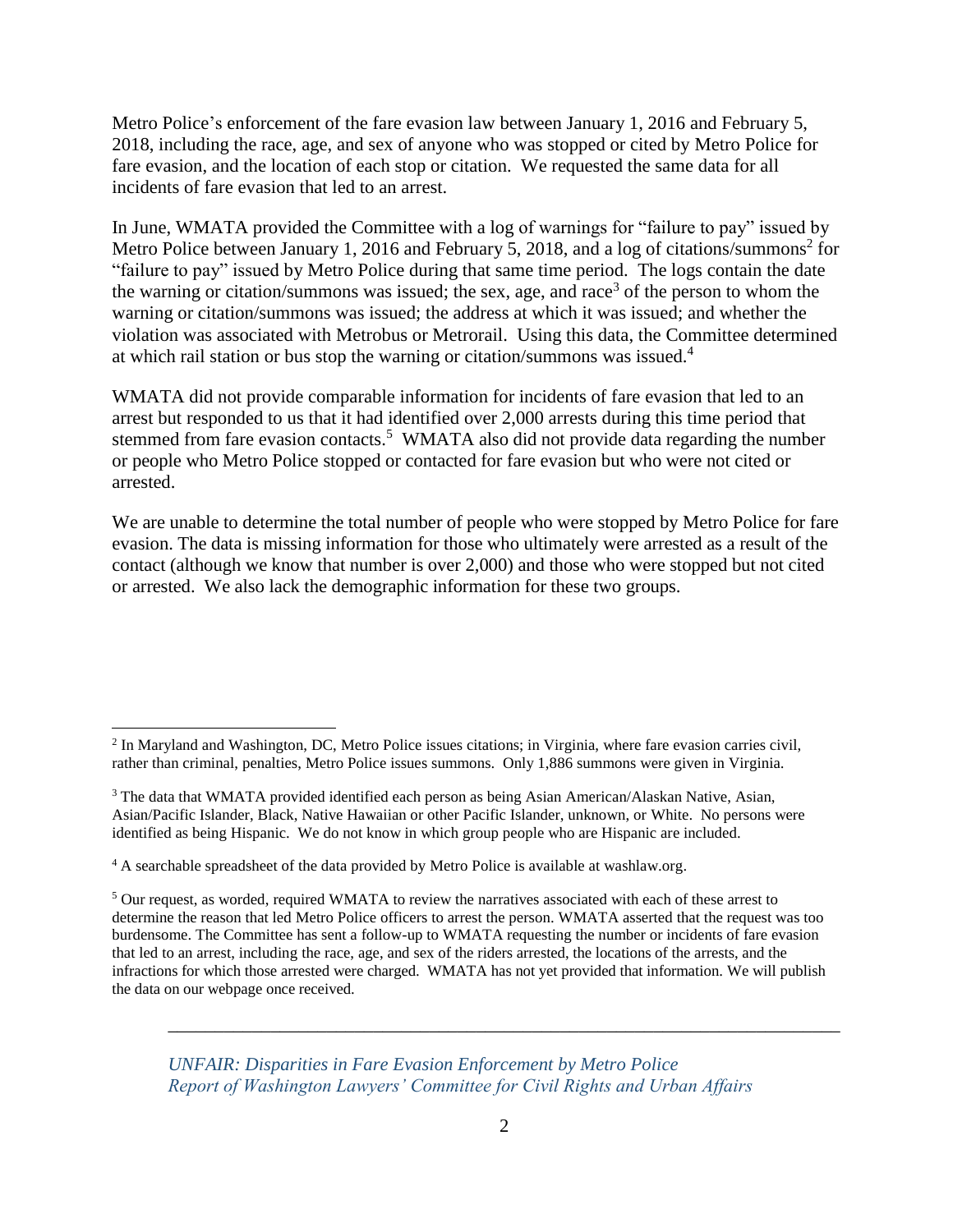Metro Police's enforcement of the fare evasion law between January 1, 2016 and February 5, 2018, including the race, age, and sex of anyone who was stopped or cited by Metro Police for fare evasion, and the location of each stop or citation. We requested the same data for all incidents of fare evasion that led to an arrest.

In June, WMATA provided the Committee with a log of warnings for "failure to pay" issued by Metro Police between January 1, 2016 and February 5, 2018, and a log of citations/summons[2] for "failure to pay" issued by Metro Police during that same time period. The logs contain the date the warning or citation/summons was issued; the sex, age, and race[3] of the person to whom the warning or citation/summons was issued; the address at which it was issued; and whether the violation was associated with Metrobus or Metrorail. Using this data, the Committee determined at which rail station or bus stop the warning or citation/summons was issued.[4]

WMATA did not provide comparable information for incidents of fare evasion that led to an arrest but responded to us that it had identified over 2,000 arrests during this time period that stemmed from fare evasion contacts.[5] WMATA also did not provide data regarding the number or people who Metro Police stopped or contacted for fare evasion but who were not cited or arrested.

We are unable to determine the total number of people who were stopped by Metro Police for fare evasion. The data is missing information for those who ultimately were arrested as a result of the contact (although we know that number is over 2,000) and those who were stopped but not cited or arrested. We also lack the demographic information for these two groups.

---

[2] In Maryland and Washington, DC, Metro Police issues citations; in Virginia, where fare evasion carries civil, rather than criminal, penalties, Metro Police issues summons. Only 1,886 summons were given in Virginia.

[3] The data that WMATA provided identified each person as being Asian American/Alaskan Native, Asian, Asian/Pacific Islander, Black, Native Hawaiian or other Pacific Islander, unknown, or White. No persons were identified as being Hispanic. We do not know in which group people who are Hispanic are included.

[4] A searchable spreadsheet of the data provided by Metro Police is available at washlaw.org.

[5] Our request, as worded, required WMATA to review the narratives associated with each of these arrest to determine the reason that led Metro Police officers to arrest the person. WMATA asserted that the request was too burdensome. The Committee has sent a follow-up to WMATA requesting the number or incidents of fare evasion that led to an arrest, including the race, age, and sex of the riders arrested, the locations of the arrests, and the infractions for which those arrested were charged. WMATA has not yet provided that information. We will publish the data on our webpage once received.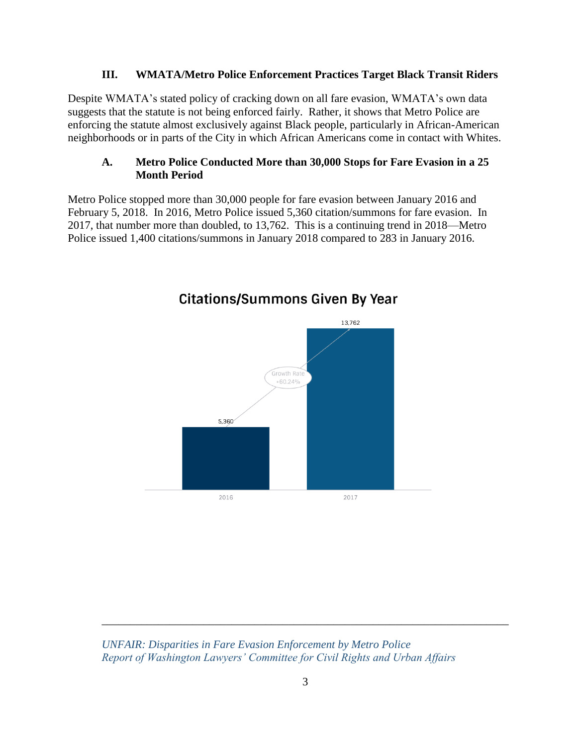### III. WMATA/Metro Police Enforcement Practices Target Black Transit Riders

Despite WMATA's stated policy of cracking down on all fare evasion, WMATA's own data suggests that the statute is not being enforced fairly. Rather, it shows that Metro Police are enforcing the statute almost exclusively against Black people, particularly in African-American neighborhoods or in parts of the City in which African Americans come in contact with Whites.

#### A. Metro Police Conducted More than 30,000 Stops for Fare Evasion in a 25 Month Period

Metro Police stopped more than 30,000 people for fare evasion between January 2016 and February 5, 2018. In 2016, Metro Police issued 5,360 citation/summons for fare evasion. In 2017, that number more than doubled, to 13,762. This is a continuing trend in 2018—Metro Police issued 1,400 citations/summons in January 2018 compared to 283 in January 2016.

**Citations/Summons Given By Year**

| Year | Citations/Summons |
|---|---|
| 2016 | 5,360 |
| 2017 | 13,762 |

Growth Rate +60.24%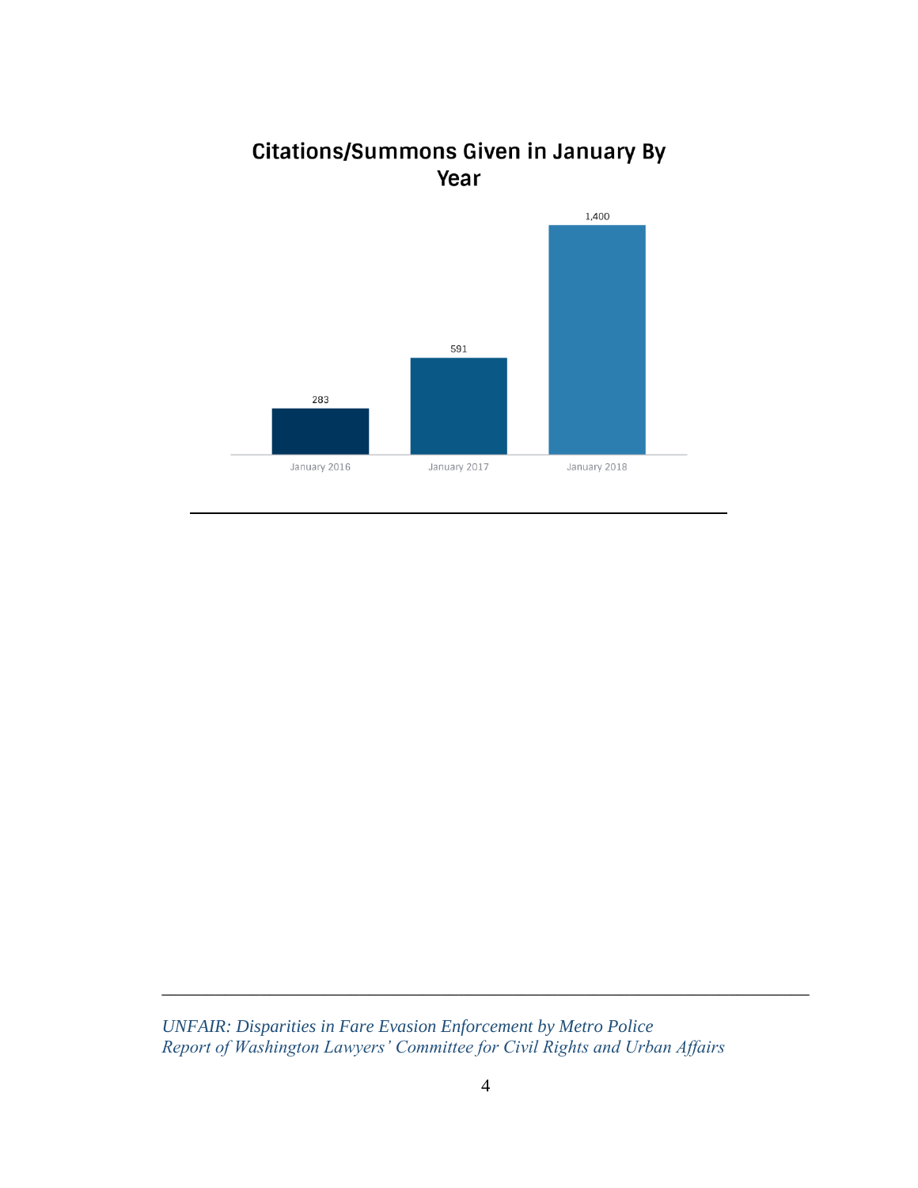## Citations/Summons Given in January By Year

| | Citations/Summons |
|---|---|
| January 2016 | 283 |
| January 2017 | 591 |
| January 2018 | 1,400 |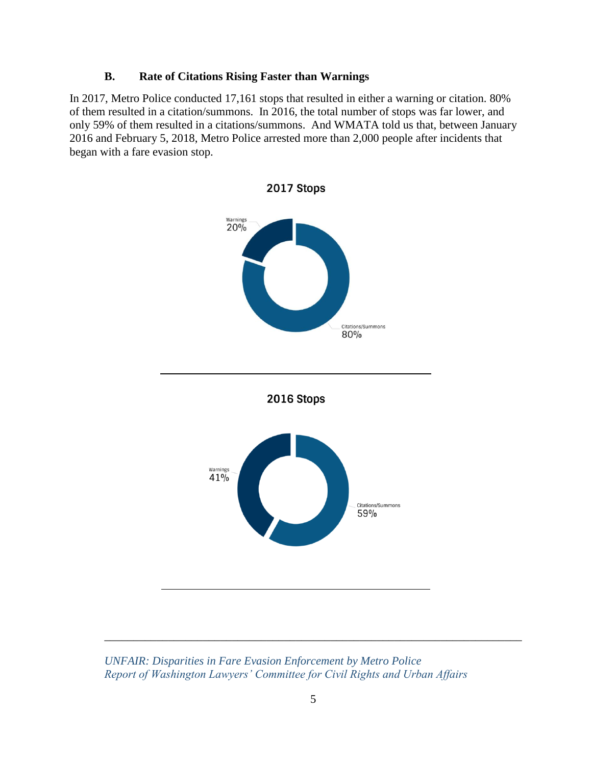### B. Rate of Citations Rising Faster than Warnings

In 2017, Metro Police conducted 17,161 stops that resulted in either a warning or citation. 80% of them resulted in a citation/summons. In 2016, the total number of stops was far lower, and only 59% of them resulted in a citations/summons. And WMATA told us that, between January 2016 and February 5, 2018, Metro Police arrested more than 2,000 people after incidents that began with a fare evasion stop.

**2017 Stops**

Warnings 20%

Citations/Summons 80%

**2016 Stops**

Warnings 41%

Citations/Summons 59%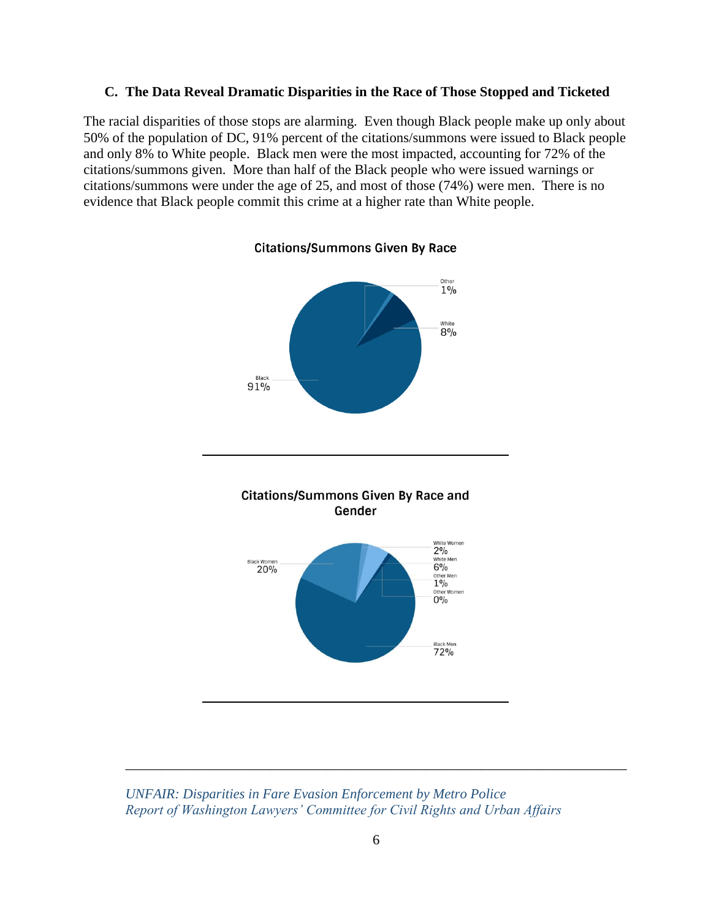### C. The Data Reveal Dramatic Disparities in the Race of Those Stopped and Ticketed

The racial disparities of those stops are alarming. Even though Black people make up only about 50% of the population of DC, 91% percent of the citations/summons were issued to Black people and only 8% to White people. Black men were the most impacted, accounting for 72% of the citations/summons given. More than half of the Black people who were issued warnings or citations/summons were under the age of 25, and most of those (74%) were men. There is no evidence that Black people commit this crime at a higher rate than White people.

**Citations/Summons Given By Race**

| Race | Percent |
| --- | --- |
| Black | 91% |
| White | 8% |
| Other | 1% |

**Citations/Summons Given By Race and Gender**

| Race and Gender | Percent |
| --- | --- |
| Black Men | 72% |
| Black Women | 20% |
| White Men | 6% |
| White Women | 2% |
| Other Men | 1% |
| Other Women | 0% |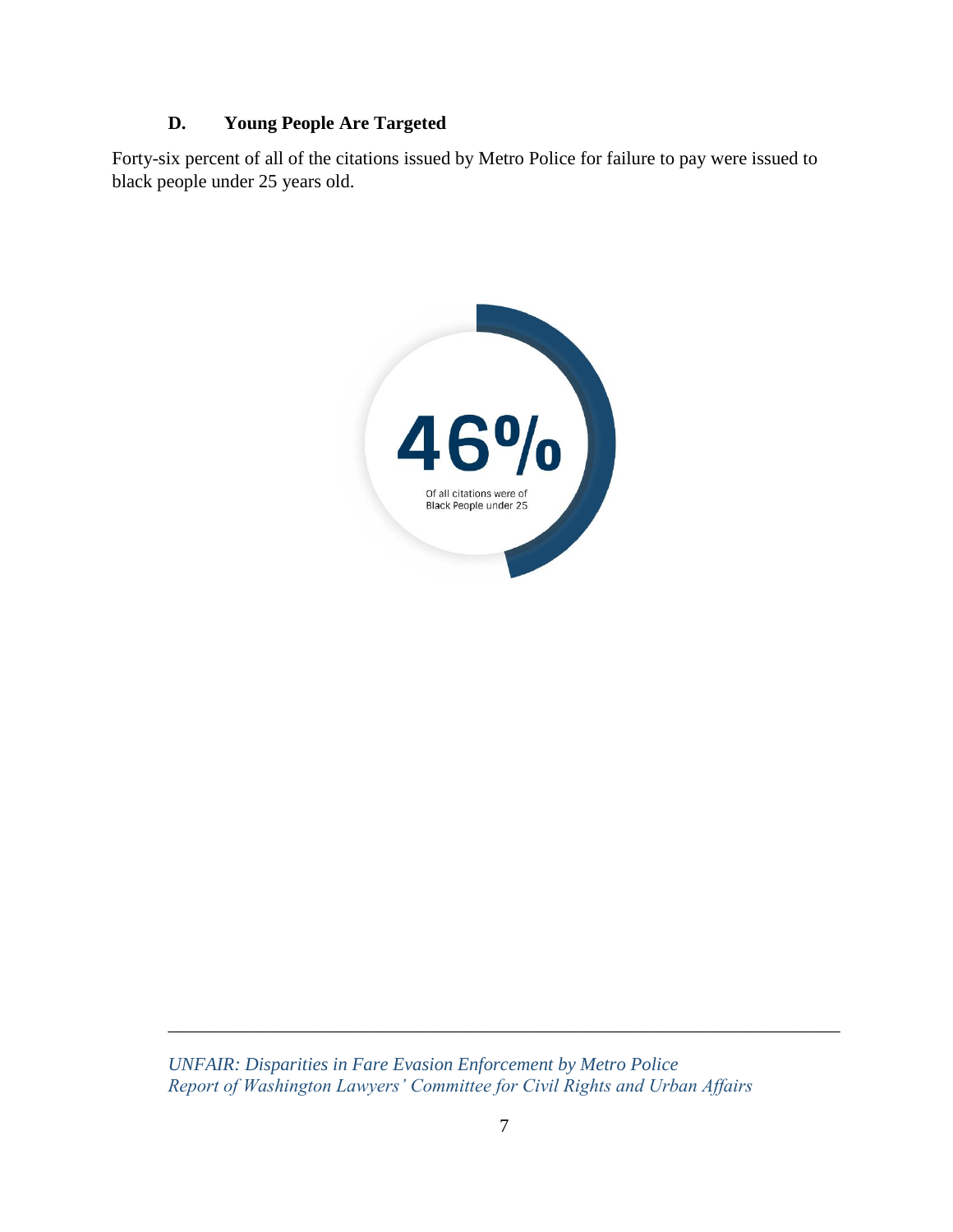### D. Young People Are Targeted

Forty-six percent of all of the citations issued by Metro Police for failure to pay were issued to black people under 25 years old.

46%

Of all citations were of Black People under 25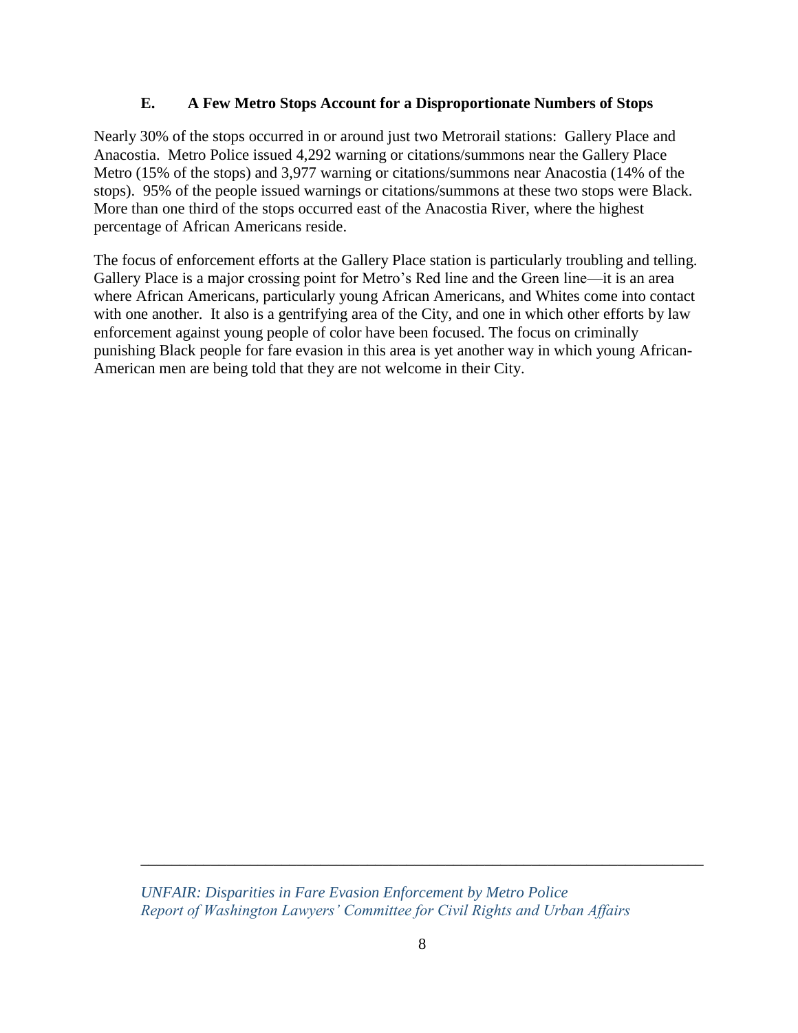### E. A Few Metro Stops Account for a Disproportionate Numbers of Stops

Nearly 30% of the stops occurred in or around just two Metrorail stations: Gallery Place and Anacostia. Metro Police issued 4,292 warning or citations/summons near the Gallery Place Metro (15% of the stops) and 3,977 warning or citations/summons near Anacostia (14% of the stops). 95% of the people issued warnings or citations/summons at these two stops were Black. More than one third of the stops occurred east of the Anacostia River, where the highest percentage of African Americans reside.

The focus of enforcement efforts at the Gallery Place station is particularly troubling and telling. Gallery Place is a major crossing point for Metro's Red line and the Green line—it is an area where African Americans, particularly young African Americans, and Whites come into contact with one another. It also is a gentrifying area of the City, and one in which other efforts by law enforcement against young people of color have been focused. The focus on criminally punishing Black people for fare evasion in this area is yet another way in which young African-American men are being told that they are not welcome in their City.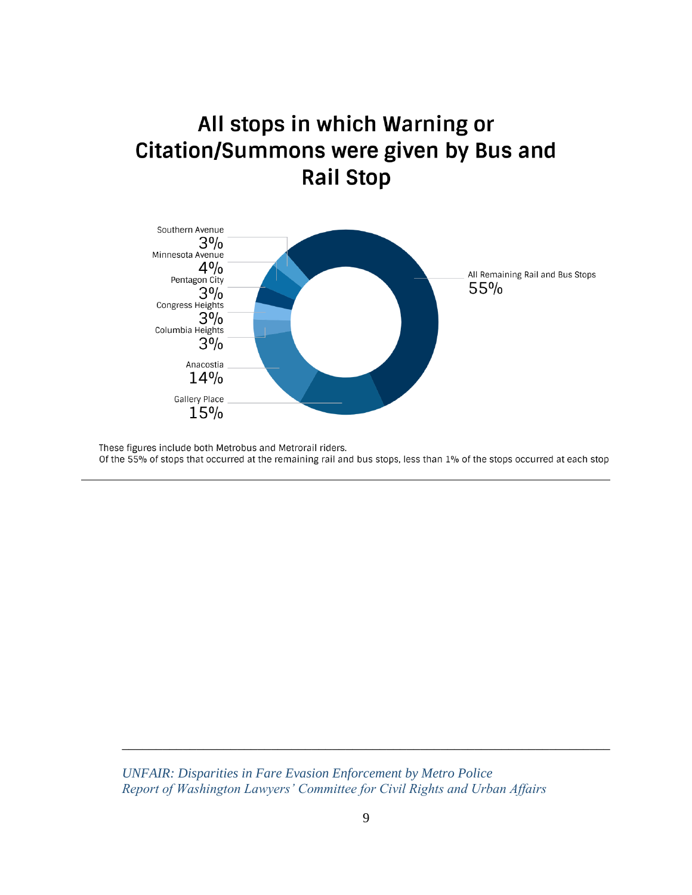## All stops in which Warning or Citation/Summons were given by Bus and Rail Stop

Southern Avenue 3%

Minnesota Avenue 4%

Pentagon City 3%

Congress Heights 3%

Columbia Heights 3%

Anacostia 14%

Gallery Place 15%

All Remaining Rail and Bus Stops 55%

These figures include both Metrobus and Metrorail riders.
Of the 55% of stops that occurred at the remaining rail and bus stops, less than 1% of the stops occurred at each stop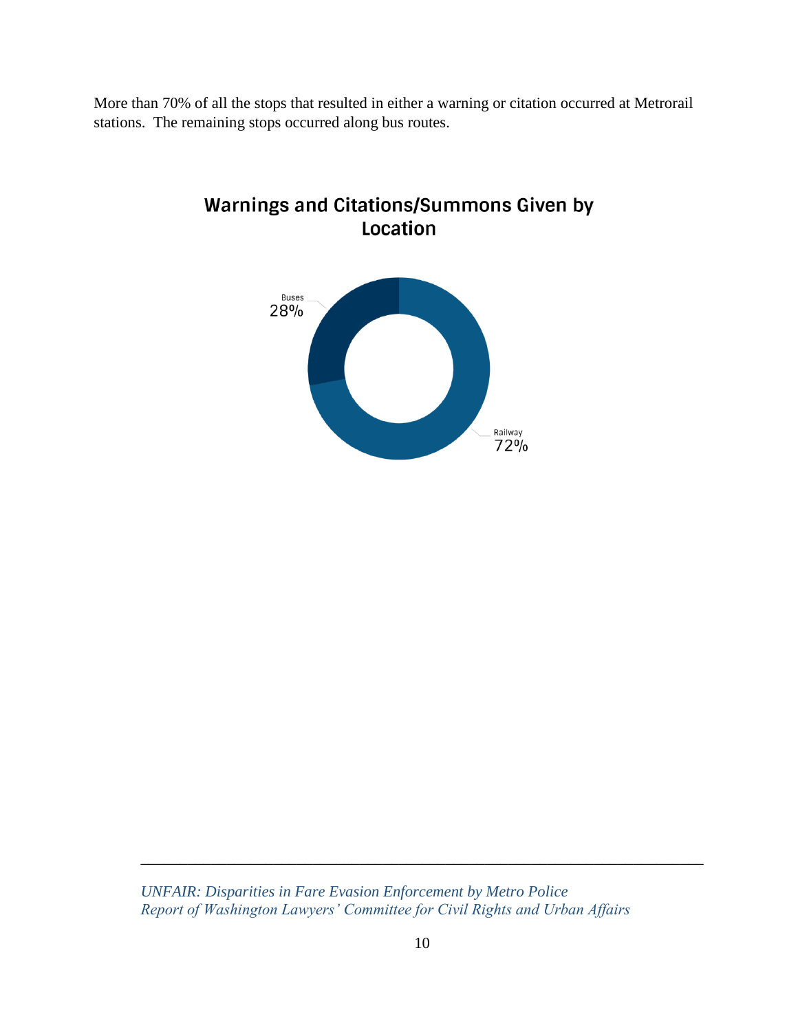More than 70% of all the stops that resulted in either a warning or citation occurred at Metrorail stations. The remaining stops occurred along bus routes.

**Warnings and Citations/Summons Given by Location**

Buses 28%

Railway 72%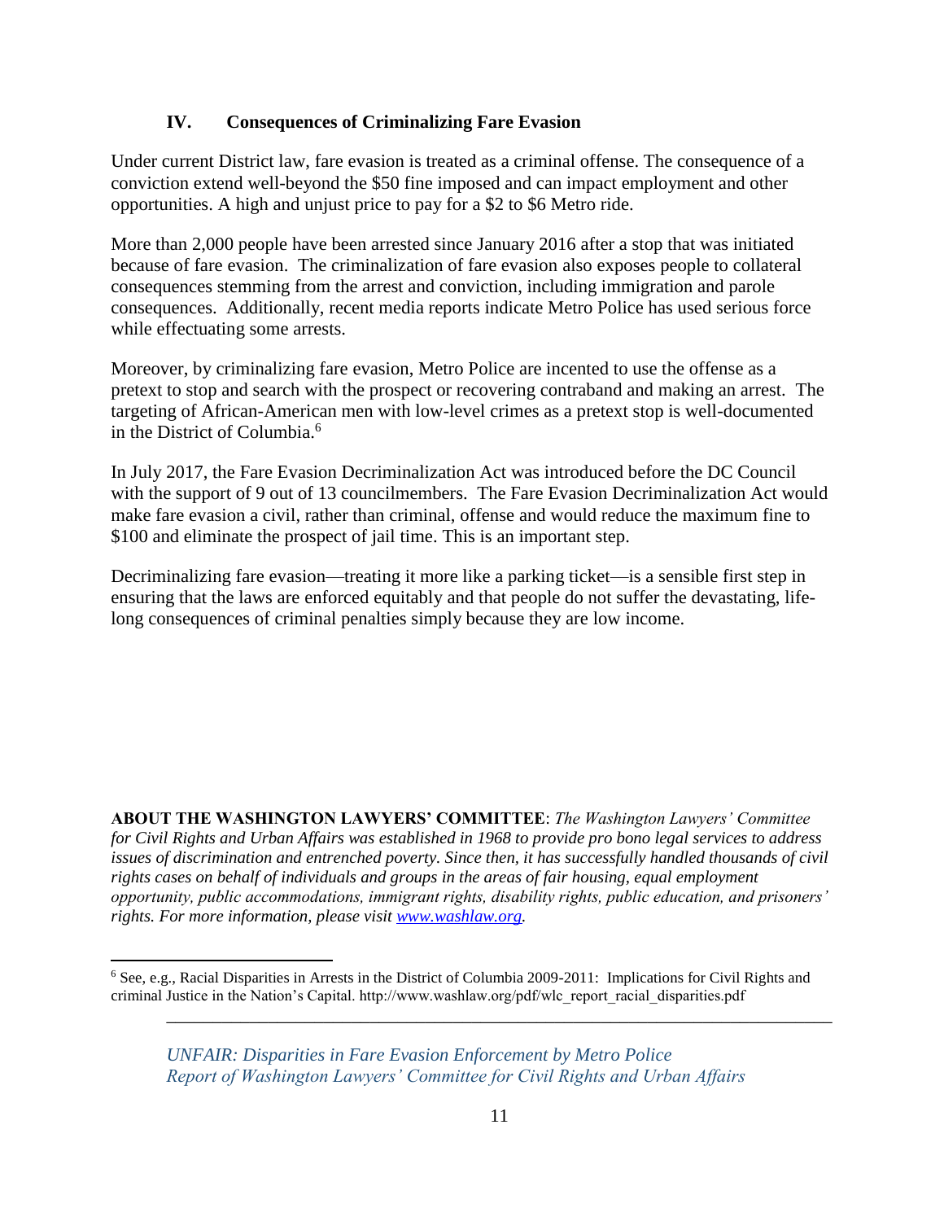## IV. Consequences of Criminalizing Fare Evasion

Under current District law, fare evasion is treated as a criminal offense. The consequence of a conviction extend well-beyond the $50 fine imposed and can impact employment and other opportunities. A high and unjust price to pay for a $2 to $6 Metro ride.

More than 2,000 people have been arrested since January 2016 after a stop that was initiated because of fare evasion. The criminalization of fare evasion also exposes people to collateral consequences stemming from the arrest and conviction, including immigration and parole consequences. Additionally, recent media reports indicate Metro Police has used serious force while effectuating some arrests.

Moreover, by criminalizing fare evasion, Metro Police are incented to use the offense as a pretext to stop and search with the prospect or recovering contraband and making an arrest. The targeting of African-American men with low-level crimes as a pretext stop is well-documented in the District of Columbia.[6]

In July 2017, the Fare Evasion Decriminalization Act was introduced before the DC Council with the support of 9 out of 13 councilmembers. The Fare Evasion Decriminalization Act would make fare evasion a civil, rather than criminal, offense and would reduce the maximum fine to $100 and eliminate the prospect of jail time. This is an important step.

Decriminalizing fare evasion—treating it more like a parking ticket—is a sensible first step in ensuring that the laws are enforced equitably and that people do not suffer the devastating, life-long consequences of criminal penalties simply because they are low income.

**ABOUT THE WASHINGTON LAWYERS' COMMITTEE**: *The Washington Lawyers' Committee for Civil Rights and Urban Affairs was established in 1968 to provide pro bono legal services to address issues of discrimination and entrenched poverty. Since then, it has successfully handled thousands of civil rights cases on behalf of individuals and groups in the areas of fair housing, equal employment opportunity, public accommodations, immigrant rights, disability rights, public education, and prisoners' rights. For more information, please visit [www.washlaw.org](http://www.washlaw.org).*

---

[6] See, e.g., Racial Disparities in Arrests in the District of Columbia 2009-2011: Implications for Civil Rights and criminal Justice in the Nation's Capital. http://www.washlaw.org/pdf/wlc_report_racial_disparities.pdf